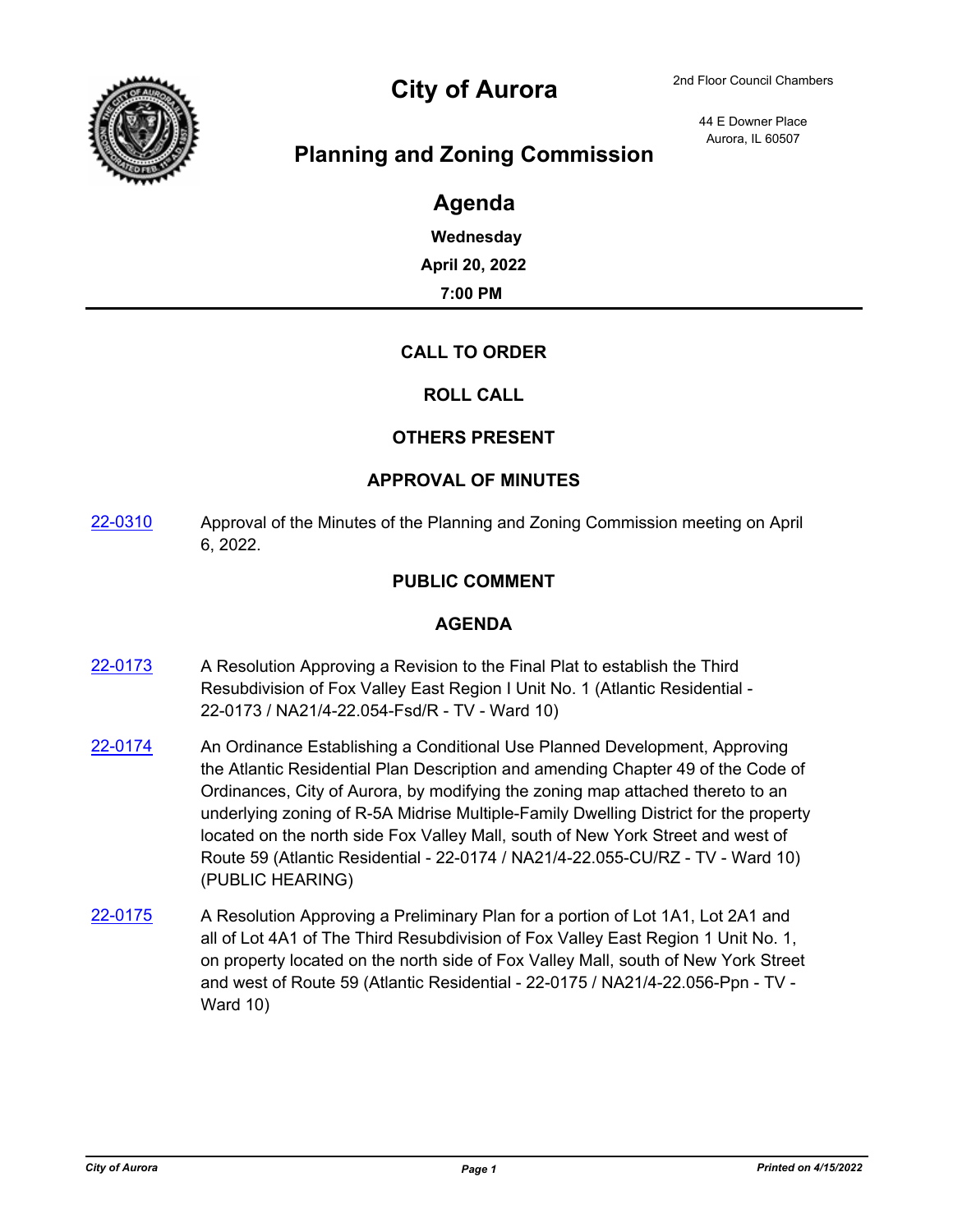# City of Aurora

2nd Floor Council Chambers

44 E Downer Place
Aurora, IL 60507

## Planning and Zoning Commission

## Agenda

**Wednesday**

**April 20, 2022**

**7:00 PM**

### CALL TO ORDER

### ROLL CALL

### OTHERS PRESENT

### APPROVAL OF MINUTES

22-0310 Approval of the Minutes of the Planning and Zoning Commission meeting on April 6, 2022.

### PUBLIC COMMENT

### AGENDA

22-0173 A Resolution Approving a Revision to the Final Plat to establish the Third Resubdivision of Fox Valley East Region I Unit No. 1 (Atlantic Residential - 22-0173 / NA21/4-22.054-Fsd/R - TV - Ward 10)

22-0174 An Ordinance Establishing a Conditional Use Planned Development, Approving the Atlantic Residential Plan Description and amending Chapter 49 of the Code of Ordinances, City of Aurora, by modifying the zoning map attached thereto to an underlying zoning of R-5A Midrise Multiple-Family Dwelling District for the property located on the north side Fox Valley Mall, south of New York Street and west of Route 59 (Atlantic Residential - 22-0174 / NA21/4-22.055-CU/RZ - TV - Ward 10) (PUBLIC HEARING)

22-0175 A Resolution Approving a Preliminary Plan for a portion of Lot 1A1, Lot 2A1 and all of Lot 4A1 of The Third Resubdivision of Fox Valley East Region 1 Unit No. 1, on property located on the north side of Fox Valley Mall, south of New York Street and west of Route 59 (Atlantic Residential - 22-0175 / NA21/4-22.056-Ppn - TV - Ward 10)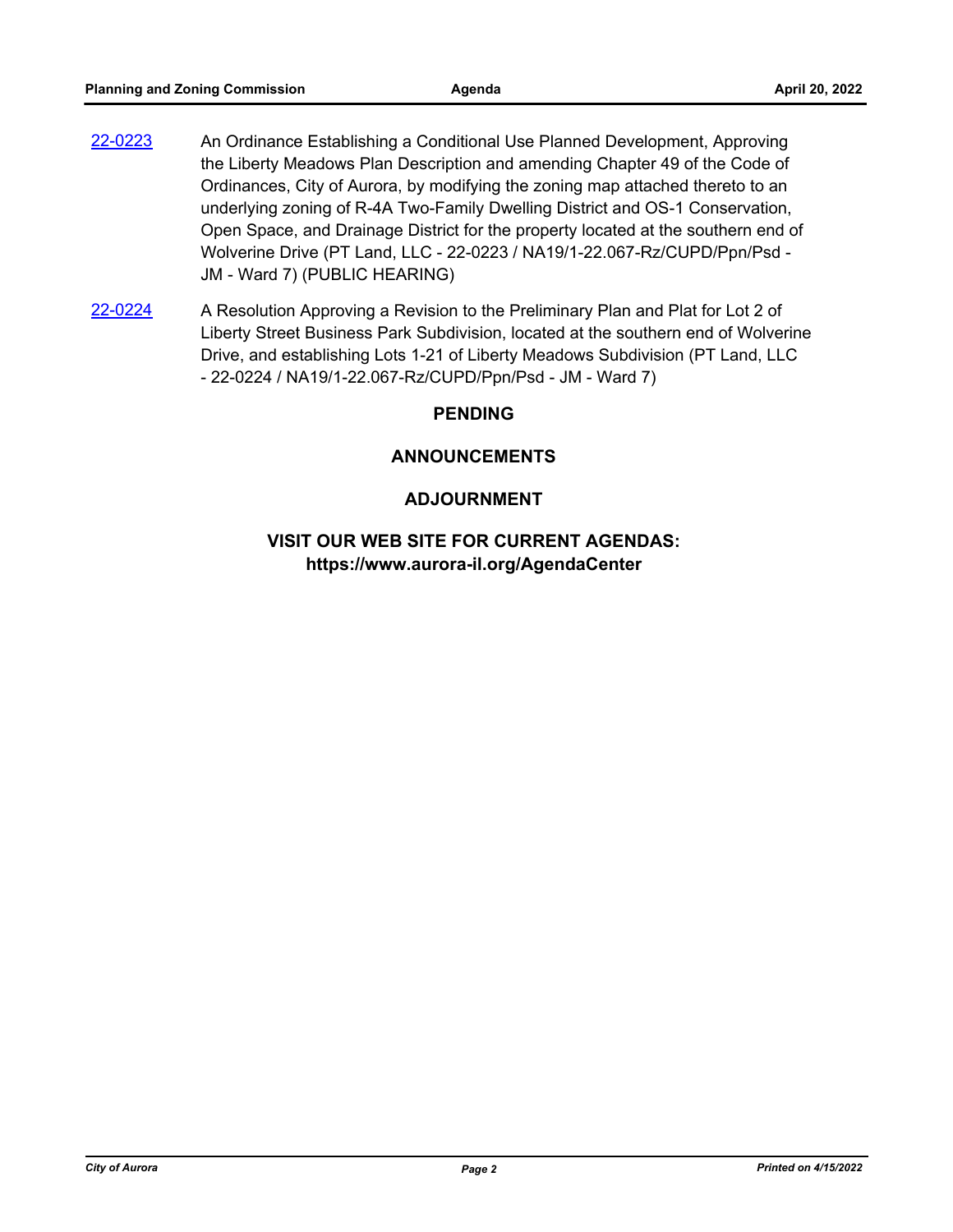22-0223 An Ordinance Establishing a Conditional Use Planned Development, Approving the Liberty Meadows Plan Description and amending Chapter 49 of the Code of Ordinances, City of Aurora, by modifying the zoning map attached thereto to an underlying zoning of R-4A Two-Family Dwelling District and OS-1 Conservation, Open Space, and Drainage District for the property located at the southern end of Wolverine Drive (PT Land, LLC - 22-0223 / NA19/1-22.067-Rz/CUPD/Ppn/Psd - JM - Ward 7) (PUBLIC HEARING)

22-0224 A Resolution Approving a Revision to the Preliminary Plan and Plat for Lot 2 of Liberty Street Business Park Subdivision, located at the southern end of Wolverine Drive, and establishing Lots 1-21 of Liberty Meadows Subdivision (PT Land, LLC - 22-0224 / NA19/1-22.067-Rz/CUPD/Ppn/Psd - JM - Ward 7)

## PENDING

## ANNOUNCEMENTS

## ADJOURNMENT

**VISIT OUR WEB SITE FOR CURRENT AGENDAS:**
**https://www.aurora-il.org/AgendaCenter**